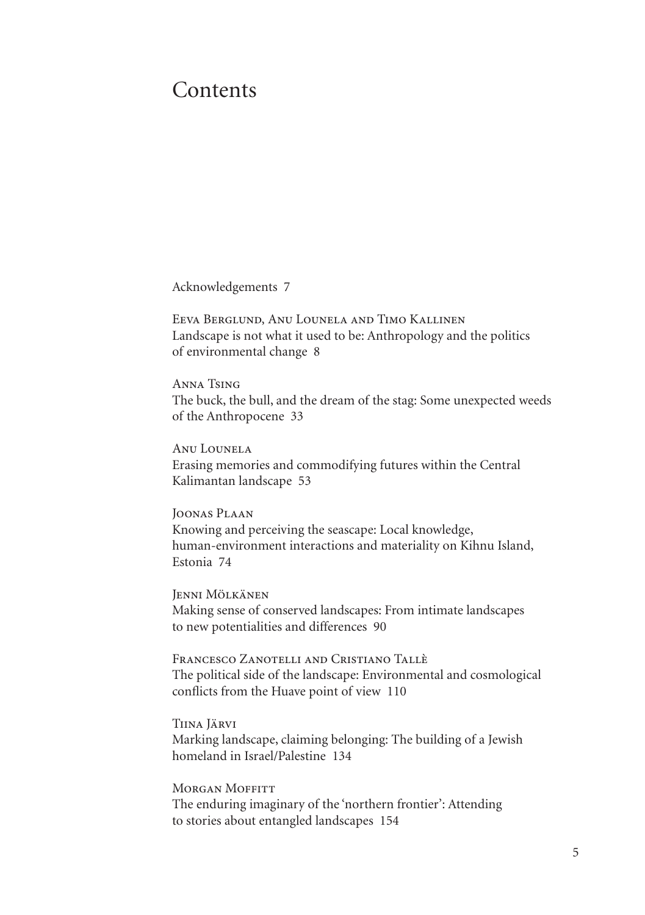# Contents

Acknowledgements 7

Eeva Berglund, Anu Lounela and Timo Kallinen
Landscape is not what it used to be: Anthropology and the politics of environmental change 8

Anna Tsing
The buck, the bull, and the dream of the stag: Some unexpected weeds of the Anthropocene 33

Anu Lounela
Erasing memories and commodifying futures within the Central Kalimantan landscape 53

Joonas Plaan
Knowing and perceiving the seascape: Local knowledge, human-environment interactions and materiality on Kihnu Island, Estonia 74

Jenni Mölkänen
Making sense of conserved landscapes: From intimate landscapes to new potentialities and differences 90

Francesco Zanotelli and Cristiano Tallè
The political side of the landscape: Environmental and cosmological conflicts from the Huave point of view 110

Tiina Järvi
Marking landscape, claiming belonging: The building of a Jewish homeland in Israel/Palestine 134

Morgan Moffitt
The enduring imaginary of the 'northern frontier': Attending to stories about entangled landscapes 154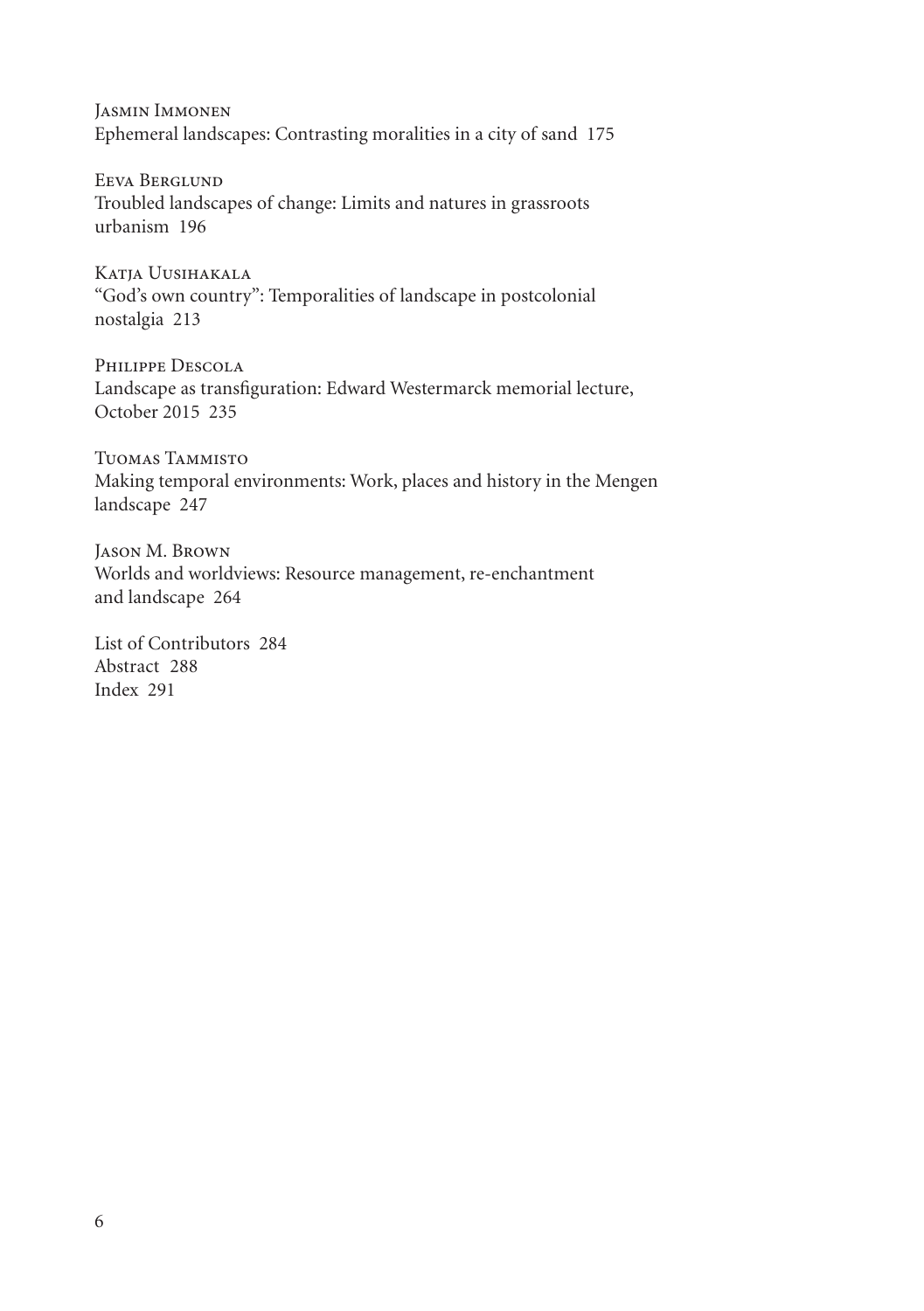Jasmin Immonen
Ephemeral landscapes: Contrasting moralities in a city of sand 175

Eeva Berglund
Troubled landscapes of change: Limits and natures in grassroots urbanism 196

Katja Uusihakala
"God's own country": Temporalities of landscape in postcolonial nostalgia 213

Philippe Descola
Landscape as transfiguration: Edward Westermarck memorial lecture, October 2015 235

Tuomas Tammisto
Making temporal environments: Work, places and history in the Mengen landscape 247

Jason M. Brown
Worlds and worldviews: Resource management, re-enchantment and landscape 264

List of Contributors 284
Abstract 288
Index 291